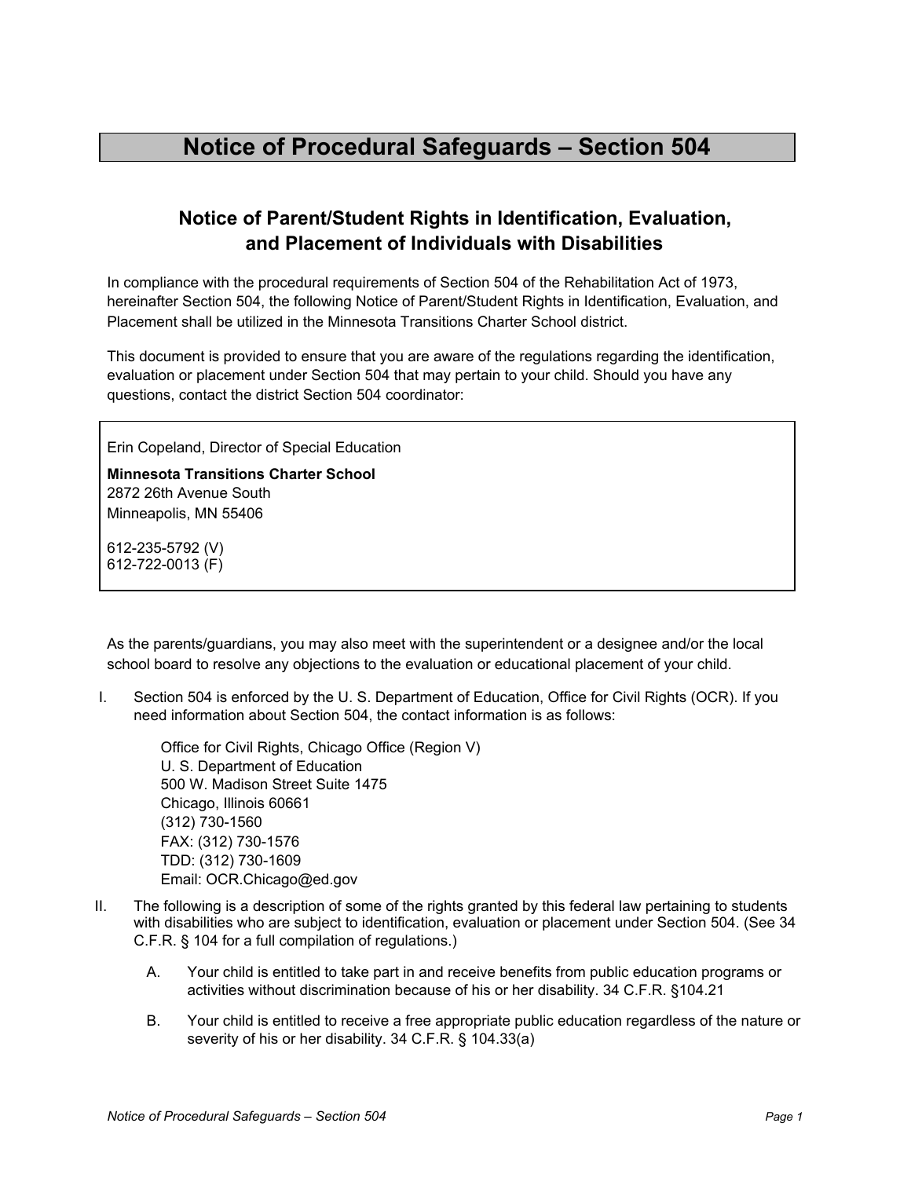# Notice of Procedural Safeguards – Section 504

## Notice of Parent/Student Rights in Identification, Evaluation, and Placement of Individuals with Disabilities

In compliance with the procedural requirements of Section 504 of the Rehabilitation Act of 1973, hereinafter Section 504, the following Notice of Parent/Student Rights in Identification, Evaluation, and Placement shall be utilized in the Minnesota Transitions Charter School district.

This document is provided to ensure that you are aware of the regulations regarding the identification, evaluation or placement under Section 504 that may pertain to your child. Should you have any questions, contact the district Section 504 coordinator:

> Erin Copeland, Director of Special Education
>
> **Minnesota Transitions Charter School**
> 2872 26th Avenue South
> Minneapolis, MN 55406
>
> 612-235-5792 (V)
> 612-722-0013 (F)

As the parents/guardians, you may also meet with the superintendent or a designee and/or the local school board to resolve any objections to the evaluation or educational placement of your child.

I. Section 504 is enforced by the U. S. Department of Education, Office for Civil Rights (OCR). If you need information about Section 504, the contact information is as follows:

   Office for Civil Rights, Chicago Office (Region V)
   U. S. Department of Education
   500 W. Madison Street Suite 1475
   Chicago, Illinois 60661
   (312) 730-1560
   FAX: (312) 730-1576
   TDD: (312) 730-1609
   Email: OCR.Chicago@ed.gov

II. The following is a description of some of the rights granted by this federal law pertaining to students with disabilities who are subject to identification, evaluation or placement under Section 504. (See 34 C.F.R. § 104 for a full compilation of regulations.)

   A. Your child is entitled to take part in and receive benefits from public education programs or activities without discrimination because of his or her disability. 34 C.F.R. §104.21

   B. Your child is entitled to receive a free appropriate public education regardless of the nature or severity of his or her disability. 34 C.F.R. § 104.33(a)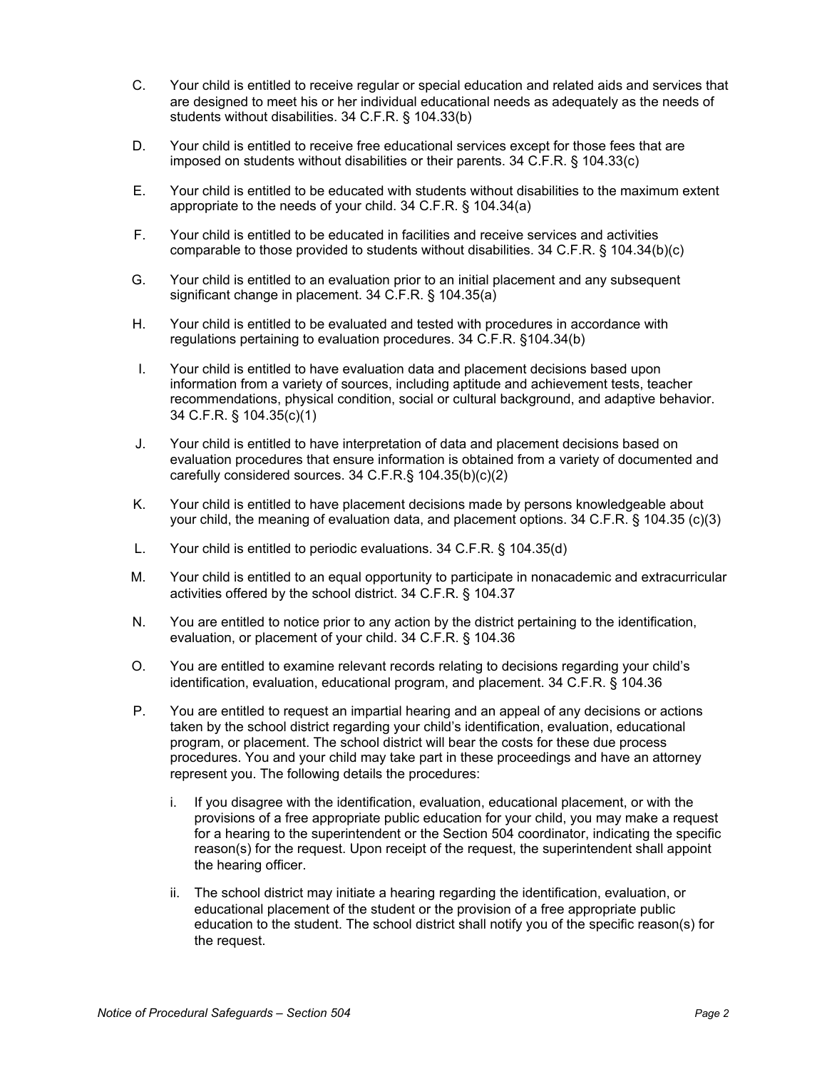C. Your child is entitled to receive regular or special education and related aids and services that are designed to meet his or her individual educational needs as adequately as the needs of students without disabilities. 34 C.F.R. § 104.33(b)

D. Your child is entitled to receive free educational services except for those fees that are imposed on students without disabilities or their parents. 34 C.F.R. § 104.33(c)

E. Your child is entitled to be educated with students without disabilities to the maximum extent appropriate to the needs of your child. 34 C.F.R. § 104.34(a)

F. Your child is entitled to be educated in facilities and receive services and activities comparable to those provided to students without disabilities. 34 C.F.R. § 104.34(b)(c)

G. Your child is entitled to an evaluation prior to an initial placement and any subsequent significant change in placement. 34 C.F.R. § 104.35(a)

H. Your child is entitled to be evaluated and tested with procedures in accordance with regulations pertaining to evaluation procedures. 34 C.F.R. §104.34(b)

I. Your child is entitled to have evaluation data and placement decisions based upon information from a variety of sources, including aptitude and achievement tests, teacher recommendations, physical condition, social or cultural background, and adaptive behavior. 34 C.F.R. § 104.35(c)(1)

J. Your child is entitled to have interpretation of data and placement decisions based on evaluation procedures that ensure information is obtained from a variety of documented and carefully considered sources. 34 C.F.R.§ 104.35(b)(c)(2)

K. Your child is entitled to have placement decisions made by persons knowledgeable about your child, the meaning of evaluation data, and placement options. 34 C.F.R. § 104.35 (c)(3)

L. Your child is entitled to periodic evaluations. 34 C.F.R. § 104.35(d)

M. Your child is entitled to an equal opportunity to participate in nonacademic and extracurricular activities offered by the school district. 34 C.F.R. § 104.37

N. You are entitled to notice prior to any action by the district pertaining to the identification, evaluation, or placement of your child. 34 C.F.R. § 104.36

O. You are entitled to examine relevant records relating to decisions regarding your child's identification, evaluation, educational program, and placement. 34 C.F.R. § 104.36

P. You are entitled to request an impartial hearing and an appeal of any decisions or actions taken by the school district regarding your child's identification, evaluation, educational program, or placement. The school district will bear the costs for these due process procedures. You and your child may take part in these proceedings and have an attorney represent you. The following details the procedures:

   i. If you disagree with the identification, evaluation, educational placement, or with the provisions of a free appropriate public education for your child, you may make a request for a hearing to the superintendent or the Section 504 coordinator, indicating the specific reason(s) for the request. Upon receipt of the request, the superintendent shall appoint the hearing officer.

   ii. The school district may initiate a hearing regarding the identification, evaluation, or educational placement of the student or the provision of a free appropriate public education to the student. The school district shall notify you of the specific reason(s) for the request.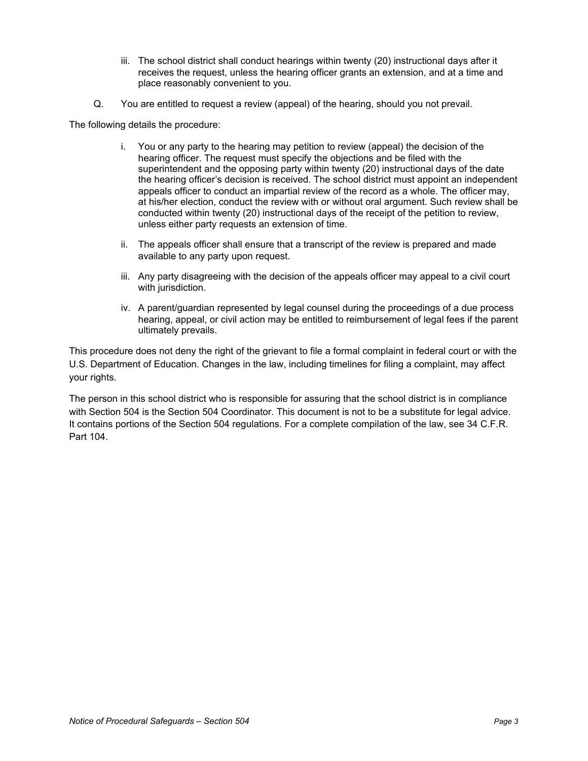iii. The school district shall conduct hearings within twenty (20) instructional days after it receives the request, unless the hearing officer grants an extension, and at a time and place reasonably convenient to you.

Q. You are entitled to request a review (appeal) of the hearing, should you not prevail.

The following details the procedure:

i. You or any party to the hearing may petition to review (appeal) the decision of the hearing officer. The request must specify the objections and be filed with the superintendent and the opposing party within twenty (20) instructional days of the date the hearing officer's decision is received. The school district must appoint an independent appeals officer to conduct an impartial review of the record as a whole. The officer may, at his/her election, conduct the review with or without oral argument. Such review shall be conducted within twenty (20) instructional days of the receipt of the petition to review, unless either party requests an extension of time.

ii. The appeals officer shall ensure that a transcript of the review is prepared and made available to any party upon request.

iii. Any party disagreeing with the decision of the appeals officer may appeal to a civil court with jurisdiction.

iv. A parent/guardian represented by legal counsel during the proceedings of a due process hearing, appeal, or civil action may be entitled to reimbursement of legal fees if the parent ultimately prevails.

This procedure does not deny the right of the grievant to file a formal complaint in federal court or with the U.S. Department of Education. Changes in the law, including timelines for filing a complaint, may affect your rights.

The person in this school district who is responsible for assuring that the school district is in compliance with Section 504 is the Section 504 Coordinator. This document is not to be a substitute for legal advice. It contains portions of the Section 504 regulations. For a complete compilation of the law, see 34 C.F.R. Part 104.